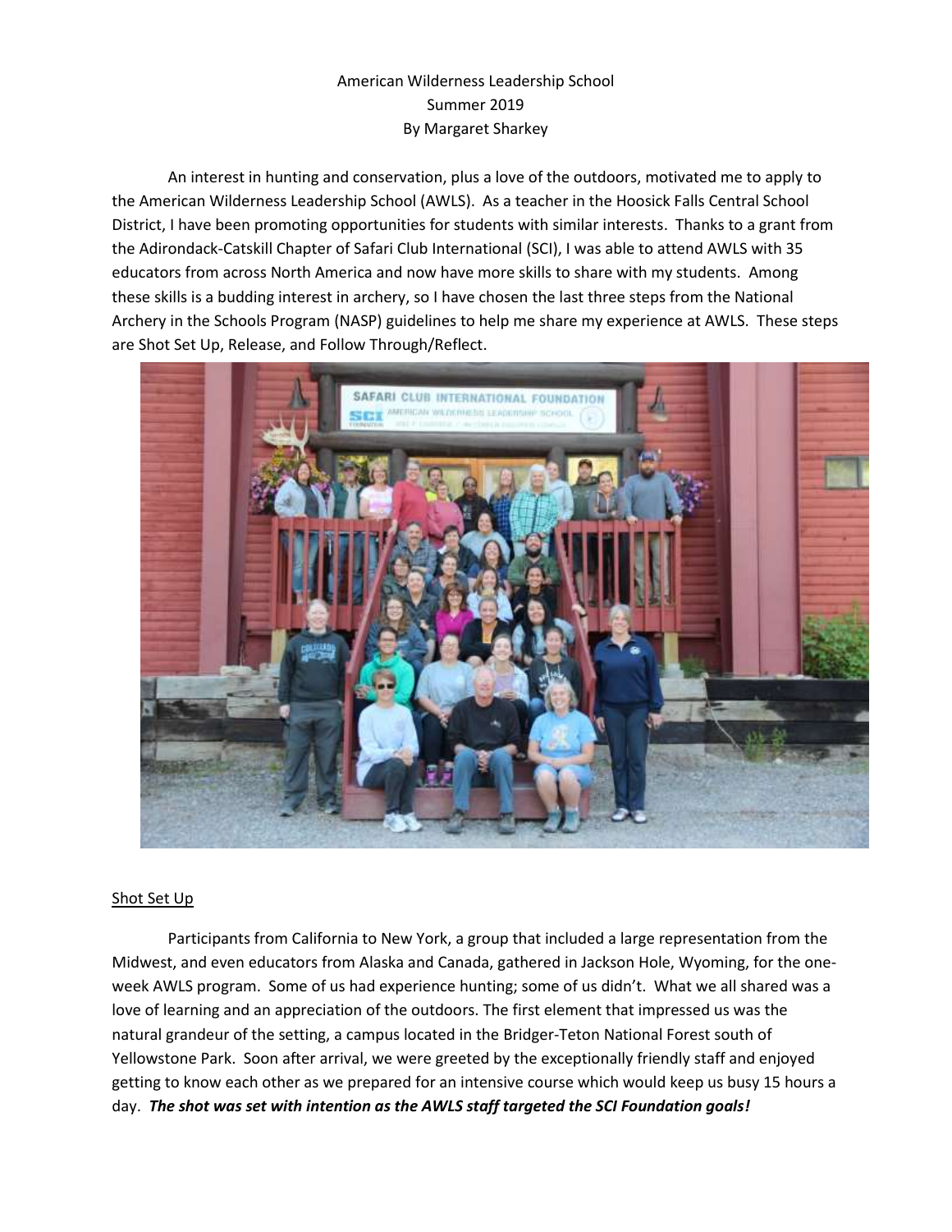American Wilderness Leadership School

Summer 2019

By Margaret Sharkey

An interest in hunting and conservation, plus a love of the outdoors, motivated me to apply to the American Wilderness Leadership School (AWLS). As a teacher in the Hoosick Falls Central School District, I have been promoting opportunities for students with similar interests. Thanks to a grant from the Adirondack-Catskill Chapter of Safari Club International (SCI), I was able to attend AWLS with 35 educators from across North America and now have more skills to share with my students. Among these skills is a budding interest in archery, so I have chosen the last three steps from the National Archery in the Schools Program (NASP) guidelines to help me share my experience at AWLS. These steps are Shot Set Up, Release, and Follow Through/Reflect.

## Shot Set Up

Participants from California to New York, a group that included a large representation from the Midwest, and even educators from Alaska and Canada, gathered in Jackson Hole, Wyoming, for the one-week AWLS program. Some of us had experience hunting; some of us didn't. What we all shared was a love of learning and an appreciation of the outdoors. The first element that impressed us was the natural grandeur of the setting, a campus located in the Bridger-Teton National Forest south of Yellowstone Park. Soon after arrival, we were greeted by the exceptionally friendly staff and enjoyed getting to know each other as we prepared for an intensive course which would keep us busy 15 hours a day. ***The shot was set with intention as the AWLS staff targeted the SCI Foundation goals!***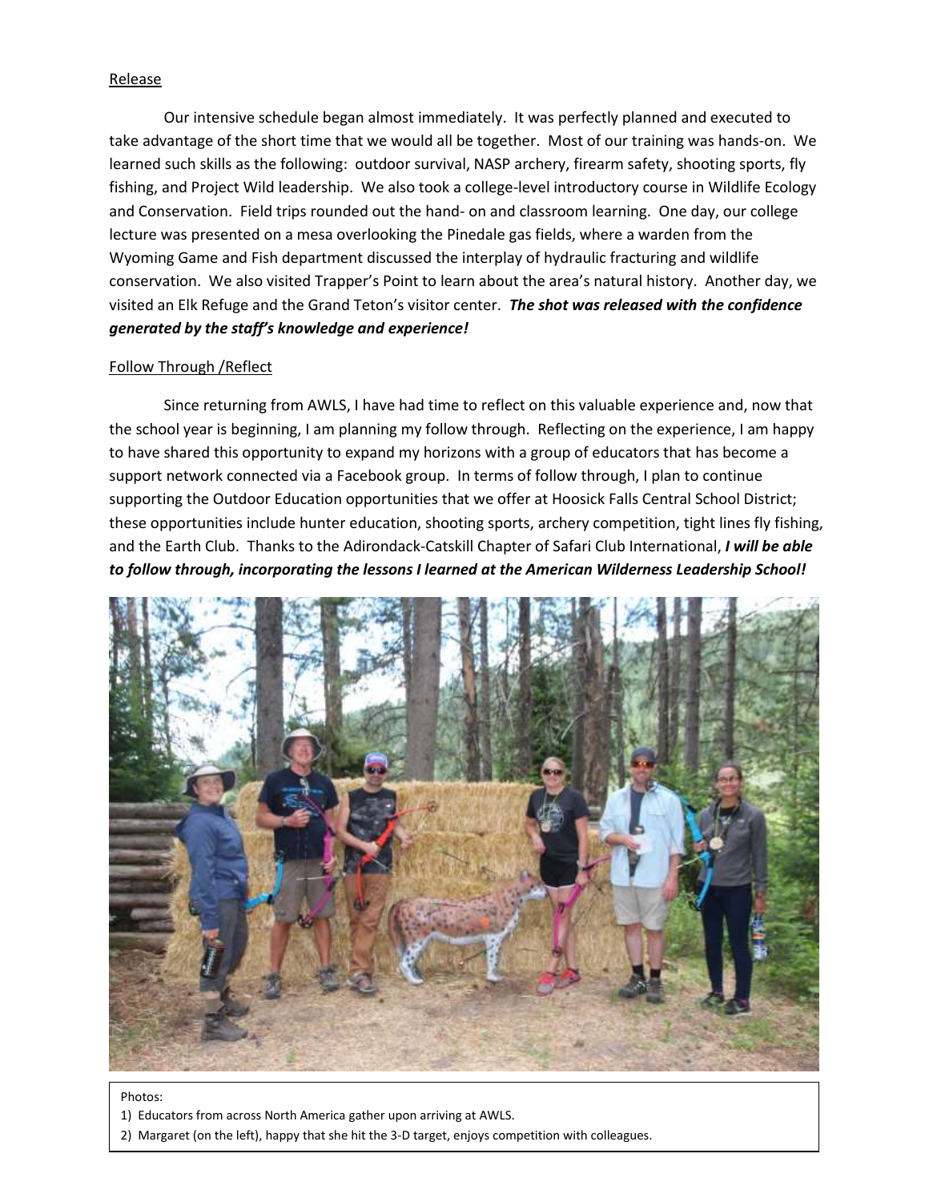Release

Our intensive schedule began almost immediately. It was perfectly planned and executed to take advantage of the short time that we would all be together. Most of our training was hands-on. We learned such skills as the following: outdoor survival, NASP archery, firearm safety, shooting sports, fly fishing, and Project Wild leadership. We also took a college-level introductory course in Wildlife Ecology and Conservation. Field trips rounded out the hand- on and classroom learning. One day, our college lecture was presented on a mesa overlooking the Pinedale gas fields, where a warden from the Wyoming Game and Fish department discussed the interplay of hydraulic fracturing and wildlife conservation. We also visited Trapper's Point to learn about the area's natural history. Another day, we visited an Elk Refuge and the Grand Teton's visitor center. ***The shot was released with the confidence generated by the staff's knowledge and experience!***

Follow Through /Reflect

Since returning from AWLS, I have had time to reflect on this valuable experience and, now that the school year is beginning, I am planning my follow through. Reflecting on the experience, I am happy to have shared this opportunity to expand my horizons with a group of educators that has become a support network connected via a Facebook group. In terms of follow through, I plan to continue supporting the Outdoor Education opportunities that we offer at Hoosick Falls Central School District; these opportunities include hunter education, shooting sports, archery competition, tight lines fly fishing, and the Earth Club. Thanks to the Adirondack-Catskill Chapter of Safari Club International, ***I will be able to follow through, incorporating the lessons I learned at the American Wilderness Leadership School!***

Photos:

1) Educators from across North America gather upon arriving at AWLS.
2) Margaret (on the left), happy that she hit the 3-D target, enjoys competition with colleagues.